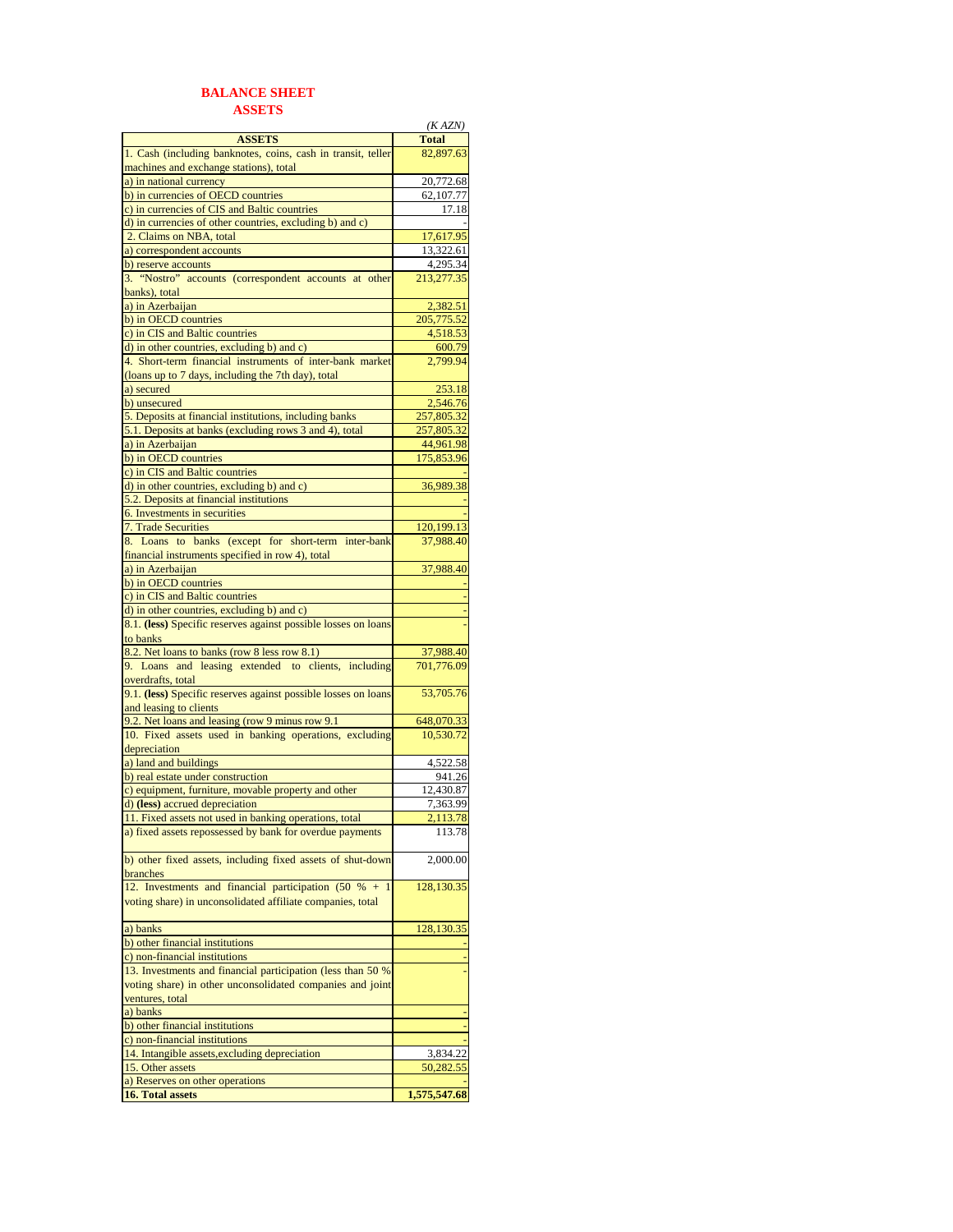# BALANCE SHEET

## ASSETS

*(K AZN)*

| ASSETS | Total |
|---|---|
| 1. Cash (including banknotes, coins, cash in transit, teller machines and exchange stations), total | 82,897.63 |
| a) in national currency | 20,772.68 |
| b) in currencies of OECD countries | 62,107.77 |
| c) in currencies of CIS and Baltic countries | 17.18 |
| d) in currencies of other countries, excluding b) and c) | - |
| 2. Claims on NBA, total | 17,617.95 |
| a) correspondent accounts | 13,322.61 |
| b) reserve accounts | 4,295.34 |
| 3. "Nostro" accounts (correspondent accounts at other banks), total | 213,277.35 |
| a) in Azerbaijan | 2,382.51 |
| b) in OECD countries | 205,775.52 |
| c) in CIS and Baltic countries | 4,518.53 |
| d) in other countries, excluding b) and c) | 600.79 |
| 4. Short-term financial instruments of inter-bank market (loans up to 7 days, including the 7th day), total | 2,799.94 |
| a) secured | 253.18 |
| b) unsecured | 2,546.76 |
| 5. Deposits at financial institutions, including banks | 257,805.32 |
| 5.1. Deposits at banks (excluding rows 3 and 4), total | 257,805.32 |
| a) in Azerbaijan | 44,961.98 |
| b) in OECD countries | 175,853.96 |
| c) in CIS and Baltic countries | - |
| d) in other countries, excluding b) and c) | 36,989.38 |
| 5.2. Deposits at financial institutions | - |
| 6. Investments in securities | - |
| 7. Trade Securities | 120,199.13 |
| 8. Loans to banks (except for short-term inter-bank financial instruments specified in row 4), total | 37,988.40 |
| a) in Azerbaijan | 37,988.40 |
| b) in OECD countries | - |
| c) in CIS and Baltic countries | - |
| d) in other countries, excluding b) and c) | - |
| 8.1. **(less)** Specific reserves against possible losses on loans to banks | - |
| 8.2. Net loans to banks (row 8 less row 8.1) | 37,988.40 |
| 9. Loans and leasing extended to clients, including overdrafts, total | 701,776.09 |
| 9.1. **(less)** Specific reserves against possible losses on loans and leasing to clients | 53,705.76 |
| 9.2. Net loans and leasing (row 9 minus row 9.1 | 648,070.33 |
| 10. Fixed assets used in banking operations, excluding depreciation | 10,530.72 |
| a) land and buildings | 4,522.58 |
| b) real estate under construction | 941.26 |
| c) equipment, furniture, movable property and other | 12,430.87 |
| d) **(less)** accrued depreciation | 7,363.99 |
| 11. Fixed assets not used in banking operations, total | 2,113.78 |
| a) fixed assets repossessed by bank for overdue payments | 113.78 |
| b) other fixed assets, including fixed assets of shut-down branches | 2,000.00 |
| 12. Investments and financial participation (50 % + 1 voting share) in unconsolidated affiliate companies, total | 128,130.35 |
| a) banks | 128,130.35 |
| b) other financial institutions | - |
| c) non-financial institutions | - |
| 13. Investments and financial participation (less than 50 % voting share) in other unconsolidated companies and joint ventures, total | - |
| a) banks | - |
| b) other financial institutions | - |
| c) non-financial institutions | - |
| 14. Intangible assets,excluding depreciation | 3,834.22 |
| 15. Other assets | 50,282.55 |
| a) Reserves on other operations | - |
| **16. Total assets** | **1,575,547.68** |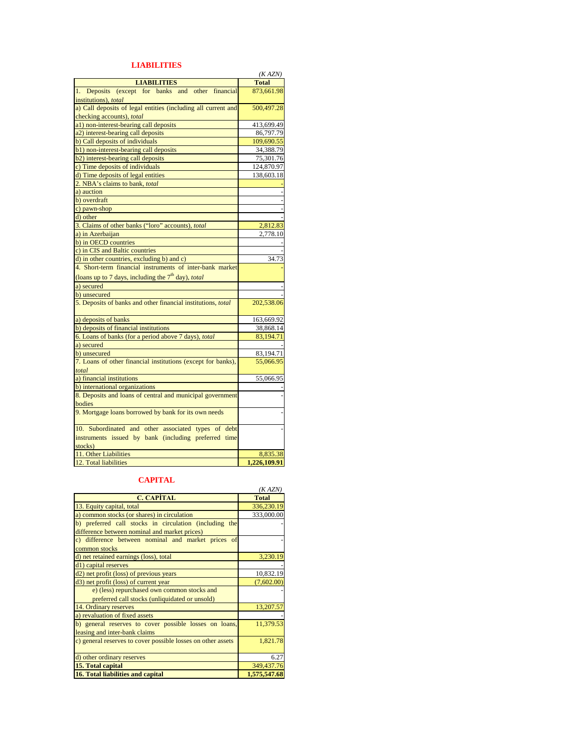## LIABILITIES

(K AZN)

| LIABILITIES | Total |
|---|---|
| 1. Deposits (except for banks and other financial institutions), *total* | 873,661.98 |
| a) Call deposits of legal entities (including all current and checking accounts), *total* | 500,497.28 |
| a1) non-interest-bearing call deposits | 413,699.49 |
| a2) interest-bearing call deposits | 86,797.79 |
| b) Call deposits of individuals | 109,690.55 |
| b1) non-interest-bearing call deposits | 34,388.79 |
| b2) interest-bearing call deposits | 75,301.76 |
| c) Time deposits of individuals | 124,870.97 |
| d) Time deposits of legal entities | 138,603.18 |
| 2. NBA's claims to bank, *total* | - |
| a) auction | - |
| b) overdraft | - |
| c) pawn-shop | - |
| d) other | - |
| 3. Claims of other banks ("loro" accounts), *total* | 2,812.83 |
| a) in Azerbaijan | 2,778.10 |
| b) in OECD countries | - |
| c) in CIS and Baltic countries | - |
| d) in other countries, excluding b) and c) | 34.73 |
| 4. Short-term financial instruments of inter-bank market (loans up to 7 days, including the 7th day), *total* | - |
| a) secured | - |
| b) unsecured | - |
| 5. Deposits of banks and other financial institutions, *total* | 202,538.06 |
| a) deposits of banks | 163,669.92 |
| b) deposits of financial institutions | 38,868.14 |
| 6. Loans of banks (for a period above 7 days), *total* | 83,194.71 |
| a) secured | - |
| b) unsecured | 83,194.71 |
| 7. Loans of other financial institutions (except for banks), *total* | 55,066.95 |
| a) financial institutions | 55,066.95 |
| b) international organizations | - |
| 8. Deposits and loans of central and municipal government bodies | - |
| 9. Mortgage loans borrowed by bank for its own needs | - |
| 10. Subordinated and other associated types of debt instruments issued by bank (including preferred time stocks) | - |
| 11. Other Liabilities | 8,835.38 |
| 12. Total liabilities | **1,226,109.91** |

## CAPITAL

(K AZN)

| C. CAPİTAL | Total |
|---|---|
| 13. Equity capital, total | 336,230.19 |
| a) common stocks (or shares) in circulation | 333,000.00 |
| b) preferred call stocks in circulation (including the difference between nominal and market prices) | - |
| c) difference between nominal and market prices of common stocks | - |
| d) net retained earnings (loss), total | 3,230.19 |
| d1) capital reserves | - |
| d2) net profit (loss) of previous years | 10,832.19 |
| d3) net profit (loss) of current year | (7,602.00) |
| e) (less) repurchased own common stocks and preferred call stocks (unliquidated or unsold) | - |
| 14. Ordinary reserves | 13,207.57 |
| a) revaluation of fixed assets | - |
| b) general reserves to cover possible losses on loans, leasing and inter-bank claims | 11,379.53 |
| c) general reserves to cover possible losses on other assets | 1,821.78 |
| d) other ordinary reserves | 6.27 |
| **15. Total capital** | 349,437.76 |
| **16. Total liabilities and capital** | **1,575,547.68** |